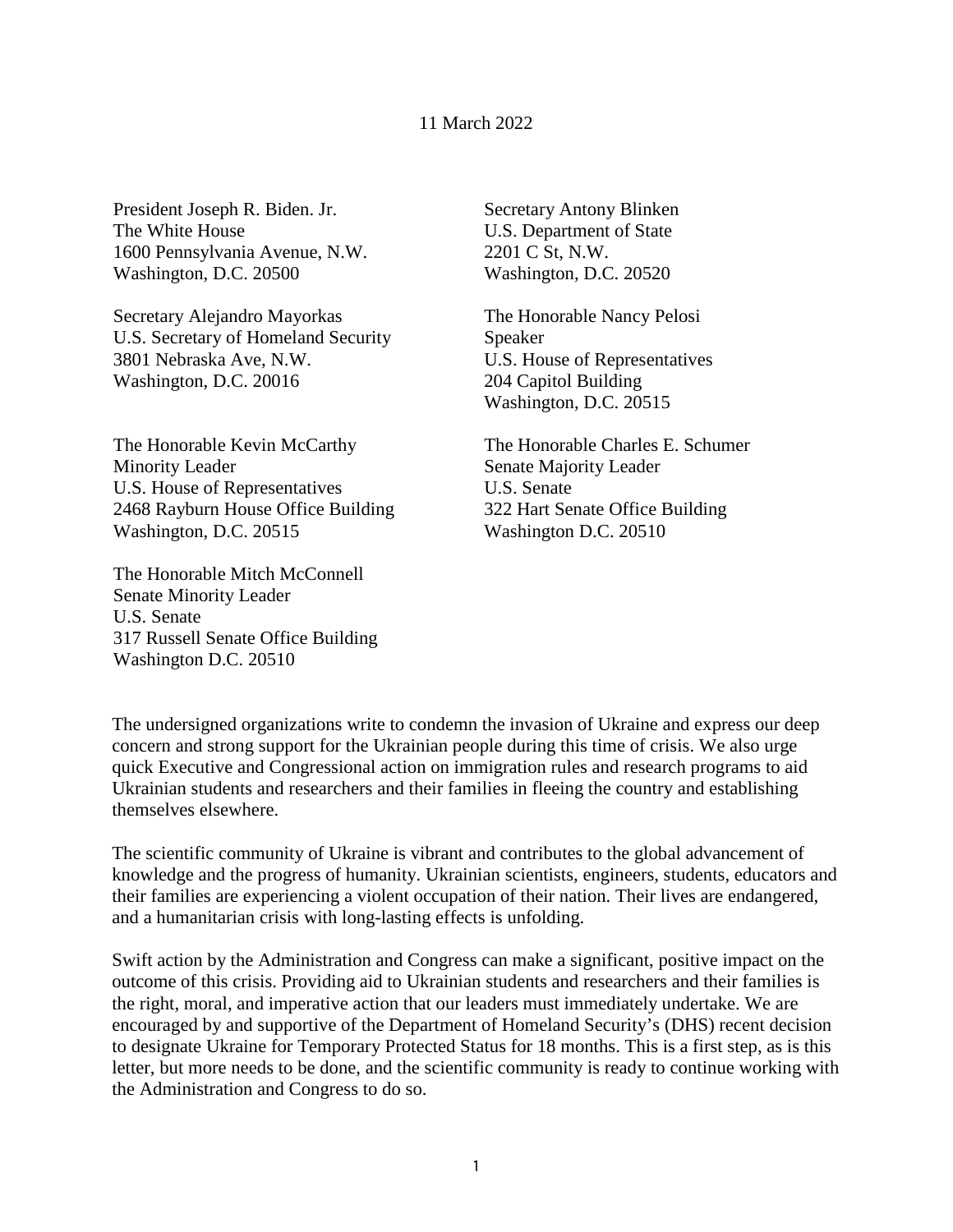11 March 2022

President Joseph R. Biden. Jr.
The White House
1600 Pennsylvania Avenue, N.W.
Washington, D.C. 20500

Secretary Antony Blinken
U.S. Department of State
2201 C St, N.W.
Washington, D.C. 20520

Secretary Alejandro Mayorkas
U.S. Secretary of Homeland Security
3801 Nebraska Ave, N.W.
Washington, D.C. 20016

The Honorable Nancy Pelosi
Speaker
U.S. House of Representatives
204 Capitol Building
Washington, D.C. 20515

The Honorable Kevin McCarthy
Minority Leader
U.S. House of Representatives
2468 Rayburn House Office Building
Washington, D.C. 20515

The Honorable Charles E. Schumer
Senate Majority Leader
U.S. Senate
322 Hart Senate Office Building
Washington D.C. 20510

The Honorable Mitch McConnell
Senate Minority Leader
U.S. Senate
317 Russell Senate Office Building
Washington D.C. 20510

The undersigned organizations write to condemn the invasion of Ukraine and express our deep concern and strong support for the Ukrainian people during this time of crisis. We also urge quick Executive and Congressional action on immigration rules and research programs to aid Ukrainian students and researchers and their families in fleeing the country and establishing themselves elsewhere.

The scientific community of Ukraine is vibrant and contributes to the global advancement of knowledge and the progress of humanity. Ukrainian scientists, engineers, students, educators and their families are experiencing a violent occupation of their nation. Their lives are endangered, and a humanitarian crisis with long-lasting effects is unfolding.

Swift action by the Administration and Congress can make a significant, positive impact on the outcome of this crisis. Providing aid to Ukrainian students and researchers and their families is the right, moral, and imperative action that our leaders must immediately undertake. We are encouraged by and supportive of the Department of Homeland Security's (DHS) recent decision to designate Ukraine for Temporary Protected Status for 18 months. This is a first step, as is this letter, but more needs to be done, and the scientific community is ready to continue working with the Administration and Congress to do so.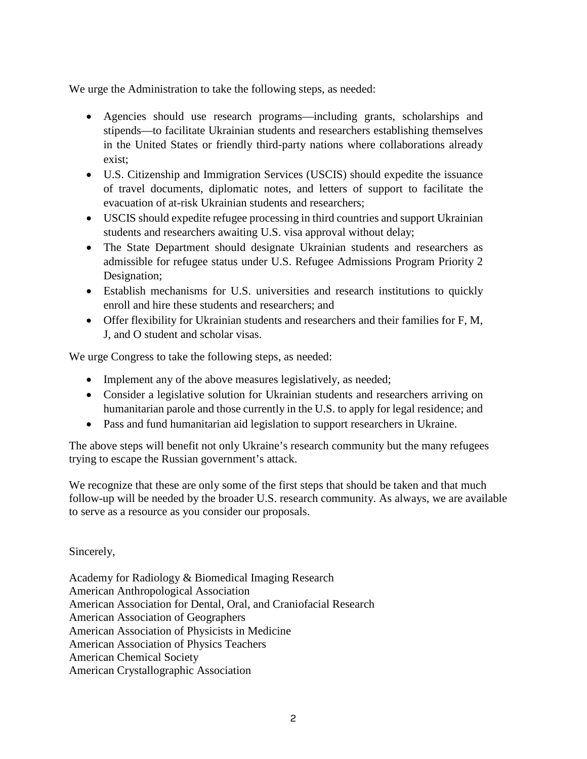We urge the Administration to take the following steps, as needed:

- Agencies should use research programs—including grants, scholarships and stipends—to facilitate Ukrainian students and researchers establishing themselves in the United States or friendly third-party nations where collaborations already exist;
- U.S. Citizenship and Immigration Services (USCIS) should expedite the issuance of travel documents, diplomatic notes, and letters of support to facilitate the evacuation of at-risk Ukrainian students and researchers;
- USCIS should expedite refugee processing in third countries and support Ukrainian students and researchers awaiting U.S. visa approval without delay;
- The State Department should designate Ukrainian students and researchers as admissible for refugee status under U.S. Refugee Admissions Program Priority 2 Designation;
- Establish mechanisms for U.S. universities and research institutions to quickly enroll and hire these students and researchers; and
- Offer flexibility for Ukrainian students and researchers and their families for F, M, J, and O student and scholar visas.

We urge Congress to take the following steps, as needed:

- Implement any of the above measures legislatively, as needed;
- Consider a legislative solution for Ukrainian students and researchers arriving on humanitarian parole and those currently in the U.S. to apply for legal residence; and
- Pass and fund humanitarian aid legislation to support researchers in Ukraine.

The above steps will benefit not only Ukraine's research community but the many refugees trying to escape the Russian government's attack.

We recognize that these are only some of the first steps that should be taken and that much follow-up will be needed by the broader U.S. research community. As always, we are available to serve as a resource as you consider our proposals.

Sincerely,

Academy for Radiology & Biomedical Imaging Research
American Anthropological Association
American Association for Dental, Oral, and Craniofacial Research
American Association of Geographers
American Association of Physicists in Medicine
American Association of Physics Teachers
American Chemical Society
American Crystallographic Association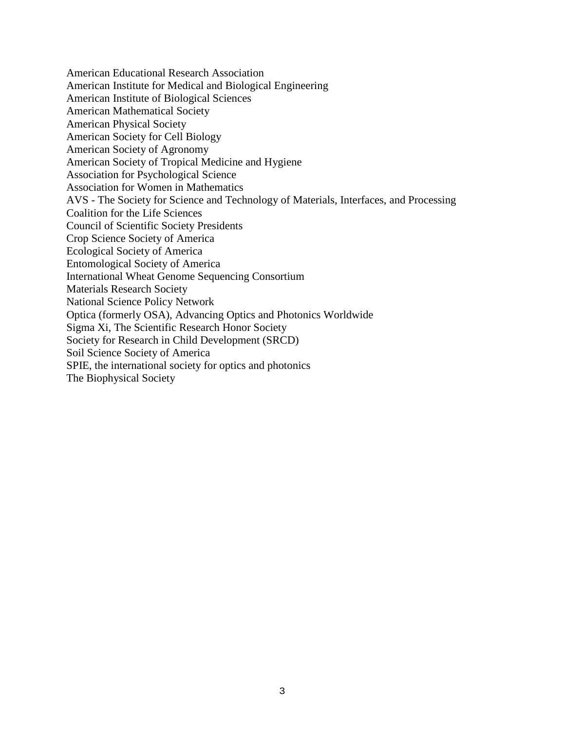American Educational Research Association
American Institute for Medical and Biological Engineering
American Institute of Biological Sciences
American Mathematical Society
American Physical Society
American Society for Cell Biology
American Society of Agronomy
American Society of Tropical Medicine and Hygiene
Association for Psychological Science
Association for Women in Mathematics
AVS - The Society for Science and Technology of Materials, Interfaces, and Processing
Coalition for the Life Sciences
Council of Scientific Society Presidents
Crop Science Society of America
Ecological Society of America
Entomological Society of America
International Wheat Genome Sequencing Consortium
Materials Research Society
National Science Policy Network
Optica (formerly OSA), Advancing Optics and Photonics Worldwide
Sigma Xi, The Scientific Research Honor Society
Society for Research in Child Development (SRCD)
Soil Science Society of America
SPIE, the international society for optics and photonics
The Biophysical Society